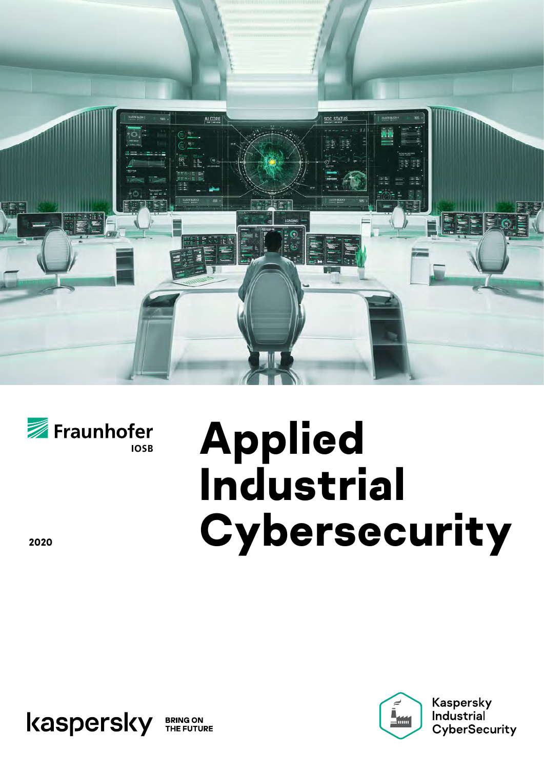Fraunhofer IOSB

# Applied Industrial Cybersecurity

2020

kaspersky BRING ON THE FUTURE

Kaspersky Industrial CyberSecurity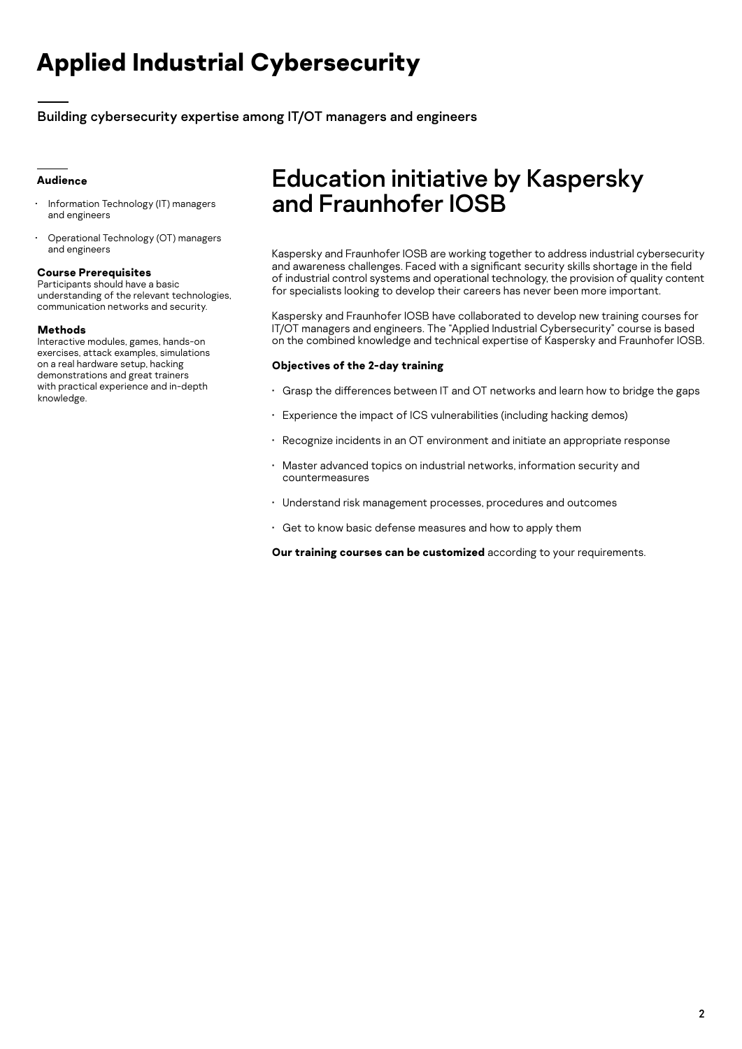# Applied Industrial Cybersecurity

Building cybersecurity expertise among IT/OT managers and engineers

### Audience

- Information Technology (IT) managers and engineers
- Operational Technology (OT) managers and engineers

### Course Prerequisites

Participants should have a basic understanding of the relevant technologies, communication networks and security.

### Methods

Interactive modules, games, hands-on exercises, attack examples, simulations on a real hardware setup, hacking demonstrations and great trainers with practical experience and in-depth knowledge.

## Education initiative by Kaspersky and Fraunhofer IOSB

Kaspersky and Fraunhofer IOSB are working together to address industrial cybersecurity and awareness challenges. Faced with a significant security skills shortage in the field of industrial control systems and operational technology, the provision of quality content for specialists looking to develop their careers has never been more important.

Kaspersky and Fraunhofer IOSB have collaborated to develop new training courses for IT/OT managers and engineers. The "Applied Industrial Cybersecurity" course is based on the combined knowledge and technical expertise of Kaspersky and Fraunhofer IOSB.

**Objectives of the 2-day training**

- Grasp the differences between IT and OT networks and learn how to bridge the gaps
- Experience the impact of ICS vulnerabilities (including hacking demos)
- Recognize incidents in an OT environment and initiate an appropriate response
- Master advanced topics on industrial networks, information security and countermeasures
- Understand risk management processes, procedures and outcomes
- Get to know basic defense measures and how to apply them

**Our training courses can be customized** according to your requirements.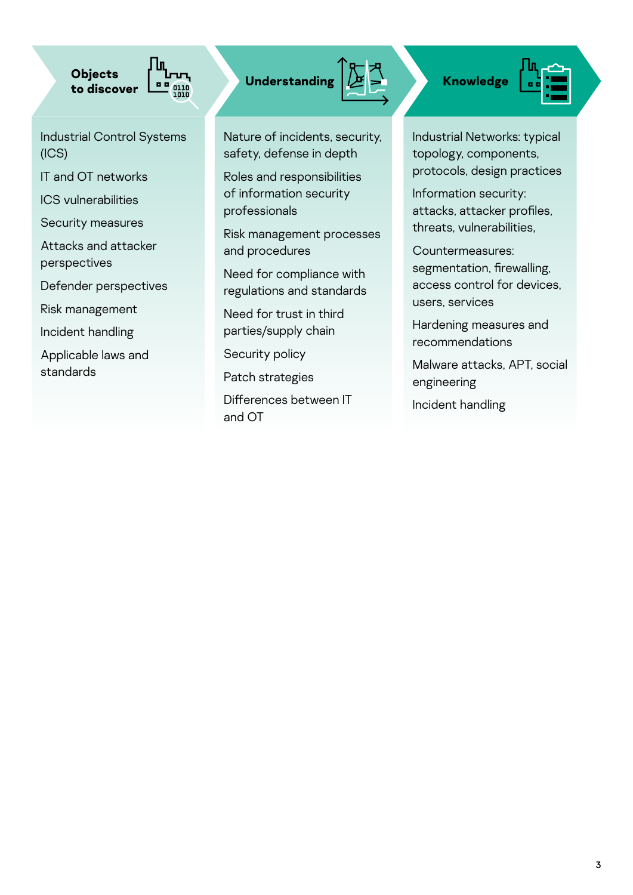### Objects to discover

- Industrial Control Systems (ICS)
- IT and OT networks
- ICS vulnerabilities
- Security measures
- Attacks and attacker perspectives
- Defender perspectives
- Risk management
- Incident handling
- Applicable laws and standards

### Understanding

- Nature of incidents, security, safety, defense in depth
- Roles and responsibilities of information security professionals
- Risk management processes and procedures
- Need for compliance with regulations and standards
- Need for trust in third parties/supply chain
- Security policy
- Patch strategies
- Differences between IT and OT

### Knowledge

- Industrial Networks: typical topology, components, protocols, design practices
- Information security: attacks, attacker profiles, threats, vulnerabilities,
- Countermeasures: segmentation, firewalling, access control for devices, users, services
- Hardening measures and recommendations
- Malware attacks, APT, social engineering
- Incident handling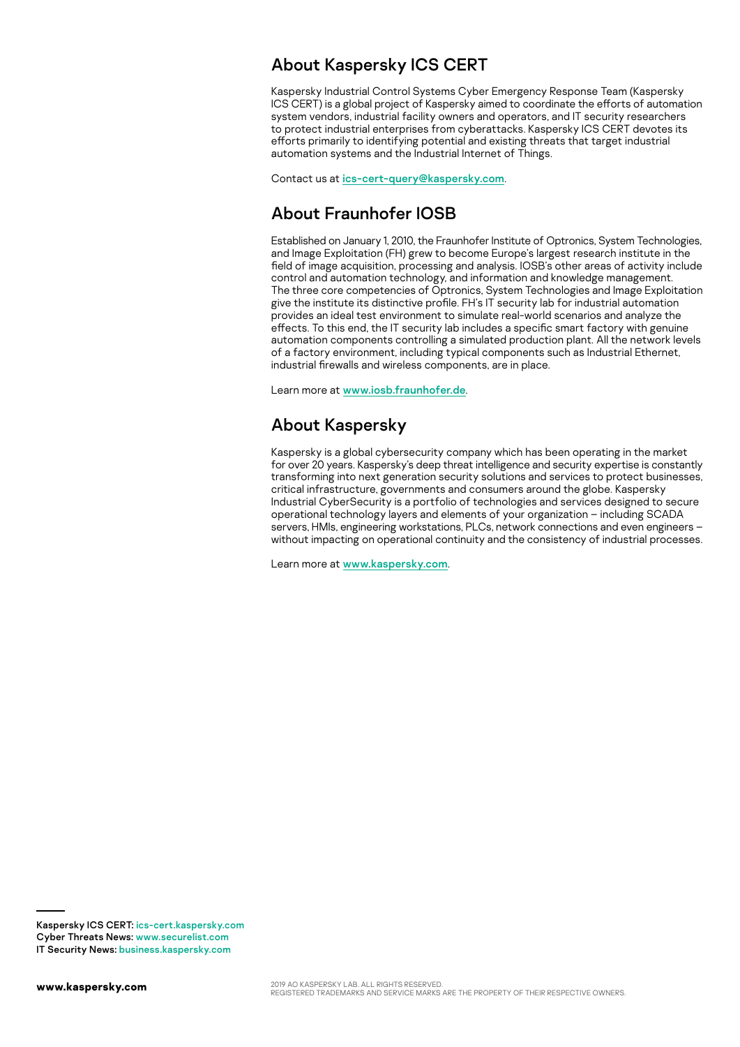## About Kaspersky ICS CERT

Kaspersky Industrial Control Systems Cyber Emergency Response Team (Kaspersky ICS CERT) is a global project of Kaspersky aimed to coordinate the efforts of automation system vendors, industrial facility owners and operators, and IT security researchers to protect industrial enterprises from cyberattacks. Kaspersky ICS CERT devotes its efforts primarily to identifying potential and existing threats that target industrial automation systems and the Industrial Internet of Things.

Contact us at [ics-cert-query@kaspersky.com](mailto:ics-cert-query@kaspersky.com).

## About Fraunhofer IOSB

Established on January 1, 2010, the Fraunhofer Institute of Optronics, System Technologies, and Image Exploitation (FH) grew to become Europe's largest research institute in the field of image acquisition, processing and analysis. IOSB's other areas of activity include control and automation technology, and information and knowledge management. The three core competencies of Optronics, System Technologies and Image Exploitation give the institute its distinctive profile. FH's IT security lab for industrial automation provides an ideal test environment to simulate real-world scenarios and analyze the effects. To this end, the IT security lab includes a specific smart factory with genuine automation components controlling a simulated production plant. All the network levels of a factory environment, including typical components such as Industrial Ethernet, industrial firewalls and wireless components, are in place.

Learn more at [www.iosb.fraunhofer.de](http://www.iosb.fraunhofer.de).

## About Kaspersky

Kaspersky is a global cybersecurity company which has been operating in the market for over 20 years. Kaspersky's deep threat intelligence and security expertise is constantly transforming into next generation security solutions and services to protect businesses, critical infrastructure, governments and consumers around the globe. Kaspersky Industrial CyberSecurity is a portfolio of technologies and services designed to secure operational technology layers and elements of your organization – including SCADA servers, HMIs, engineering workstations, PLCs, network connections and even engineers – without impacting on operational continuity and the consistency of industrial processes.

Learn more at [www.kaspersky.com](http://www.kaspersky.com).

Kaspersky ICS CERT: ics-cert.kaspersky.com
Cyber Threats News: www.securelist.com
IT Security News: business.kaspersky.com

**www.kaspersky.com**

2019 AO KASPERSKY LAB. ALL RIGHTS RESERVED.
REGISTERED TRADEMARKS AND SERVICE MARKS ARE THE PROPERTY OF THEIR RESPECTIVE OWNERS.